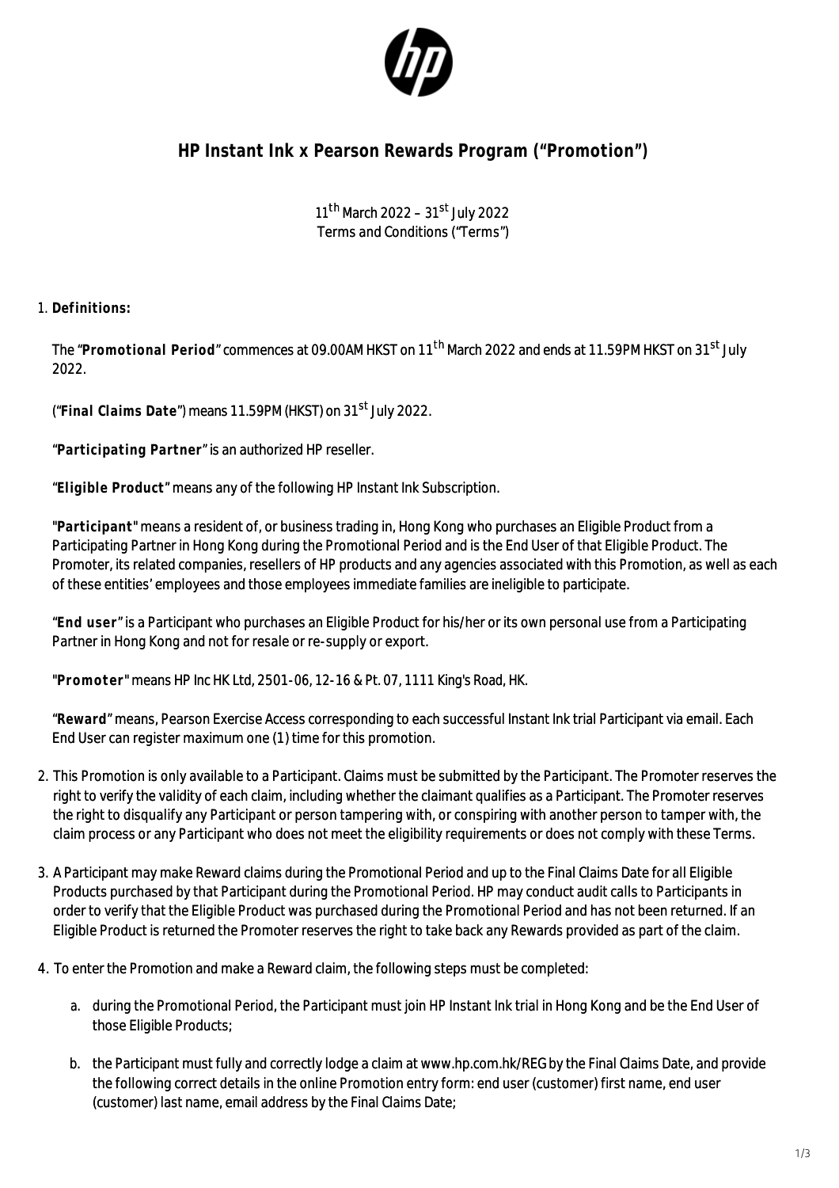# HP Instant Ink x Pearson Rewards Program ("Promotion")

11th March 2022 – 31st July 2022
Terms and Conditions ("Terms")

1. **Definitions:**

   The "**Promotional Period**" commences at 09.00AM HKST on 11th March 2022 and ends at 11.59PM HKST on 31st July 2022.

   ("**Final Claims Date**") means 11.59PM (HKST) on 31st July 2022.

   "**Participating Partner**" is an authorized HP reseller.

   "**Eligible Product**" means any of the following HP Instant Ink Subscription.

   "**Participant**" means a resident of, or business trading in, Hong Kong who purchases an Eligible Product from a Participating Partner in Hong Kong during the Promotional Period and is the End User of that Eligible Product. The Promoter, its related companies, resellers of HP products and any agencies associated with this Promotion, as well as each of these entities' employees and those employees immediate families are ineligible to participate.

   "**End user**" is a Participant who purchases an Eligible Product for his/her or its own personal use from a Participating Partner in Hong Kong and not for resale or re-supply or export.

   "**Promoter**" means HP Inc HK Ltd, 2501-06, 12-16 & Pt. 07, 1111 King's Road, HK.

   "**Reward**" means, Pearson Exercise Access corresponding to each successful Instant Ink trial Participant via email. Each End User can register maximum one (1) time for this promotion.

2. This Promotion is only available to a Participant. Claims must be submitted by the Participant. The Promoter reserves the right to verify the validity of each claim, including whether the claimant qualifies as a Participant. The Promoter reserves the right to disqualify any Participant or person tampering with, or conspiring with another person to tamper with, the claim process or any Participant who does not meet the eligibility requirements or does not comply with these Terms.

3. A Participant may make Reward claims during the Promotional Period and up to the Final Claims Date for all Eligible Products purchased by that Participant during the Promotional Period. HP may conduct audit calls to Participants in order to verify that the Eligible Product was purchased during the Promotional Period and has not been returned. If an Eligible Product is returned the Promoter reserves the right to take back any Rewards provided as part of the claim.

4. To enter the Promotion and make a Reward claim, the following steps must be completed:

   a. during the Promotional Period, the Participant must join HP Instant Ink trial in Hong Kong and be the End User of those Eligible Products;

   b. the Participant must fully and correctly lodge a claim at www.hp.com.hk/REG by the Final Claims Date, and provide the following correct details in the online Promotion entry form: end user (customer) first name, end user (customer) last name, email address by the Final Claims Date;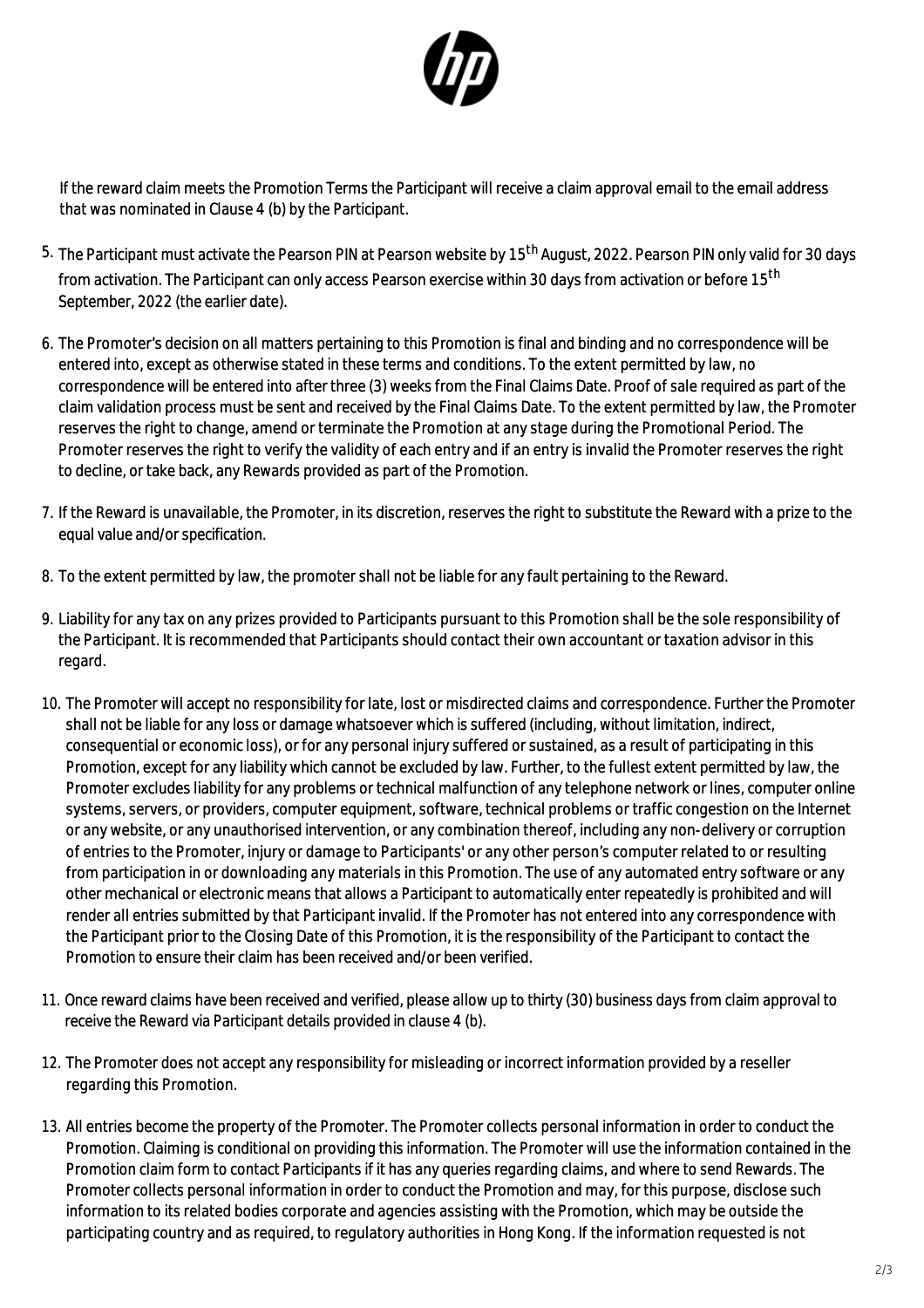If the reward claim meets the Promotion Terms the Participant will receive a claim approval email to the email address that was nominated in Clause 4 (b) by the Participant.

5. The Participant must activate the Pearson PIN at Pearson website by 15th August, 2022. Pearson PIN only valid for 30 days from activation. The Participant can only access Pearson exercise within 30 days from activation or before 15th September, 2022 (the earlier date).
6. The Promoter's decision on all matters pertaining to this Promotion is final and binding and no correspondence will be entered into, except as otherwise stated in these terms and conditions. To the extent permitted by law, no correspondence will be entered into after three (3) weeks from the Final Claims Date. Proof of sale required as part of the claim validation process must be sent and received by the Final Claims Date. To the extent permitted by law, the Promoter reserves the right to change, amend or terminate the Promotion at any stage during the Promotional Period. The Promoter reserves the right to verify the validity of each entry and if an entry is invalid the Promoter reserves the right to decline, or take back, any Rewards provided as part of the Promotion.
7. If the Reward is unavailable, the Promoter, in its discretion, reserves the right to substitute the Reward with a prize to the equal value and/or specification.
8. To the extent permitted by law, the promoter shall not be liable for any fault pertaining to the Reward.
9. Liability for any tax on any prizes provided to Participants pursuant to this Promotion shall be the sole responsibility of the Participant. It is recommended that Participants should contact their own accountant or taxation advisor in this regard.
10. The Promoter will accept no responsibility for late, lost or misdirected claims and correspondence. Further the Promoter shall not be liable for any loss or damage whatsoever which is suffered (including, without limitation, indirect, consequential or economic loss), or for any personal injury suffered or sustained, as a result of participating in this Promotion, except for any liability which cannot be excluded by law. Further, to the fullest extent permitted by law, the Promoter excludes liability for any problems or technical malfunction of any telephone network or lines, computer online systems, servers, or providers, computer equipment, software, technical problems or traffic congestion on the Internet or any website, or any unauthorised intervention, or any combination thereof, including any non-delivery or corruption of entries to the Promoter, injury or damage to Participants' or any other person's computer related to or resulting from participation in or downloading any materials in this Promotion. The use of any automated entry software or any other mechanical or electronic means that allows a Participant to automatically enter repeatedly is prohibited and will render all entries submitted by that Participant invalid. If the Promoter has not entered into any correspondence with the Participant prior to the Closing Date of this Promotion, it is the responsibility of the Participant to contact the Promotion to ensure their claim has been received and/or been verified.
11. Once reward claims have been received and verified, please allow up to thirty (30) business days from claim approval to receive the Reward via Participant details provided in clause 4 (b).
12. The Promoter does not accept any responsibility for misleading or incorrect information provided by a reseller regarding this Promotion.
13. All entries become the property of the Promoter. The Promoter collects personal information in order to conduct the Promotion. Claiming is conditional on providing this information. The Promoter will use the information contained in the Promotion claim form to contact Participants if it has any queries regarding claims, and where to send Rewards. The Promoter collects personal information in order to conduct the Promotion and may, for this purpose, disclose such information to its related bodies corporate and agencies assisting with the Promotion, which may be outside the participating country and as required, to regulatory authorities in Hong Kong. If the information requested is not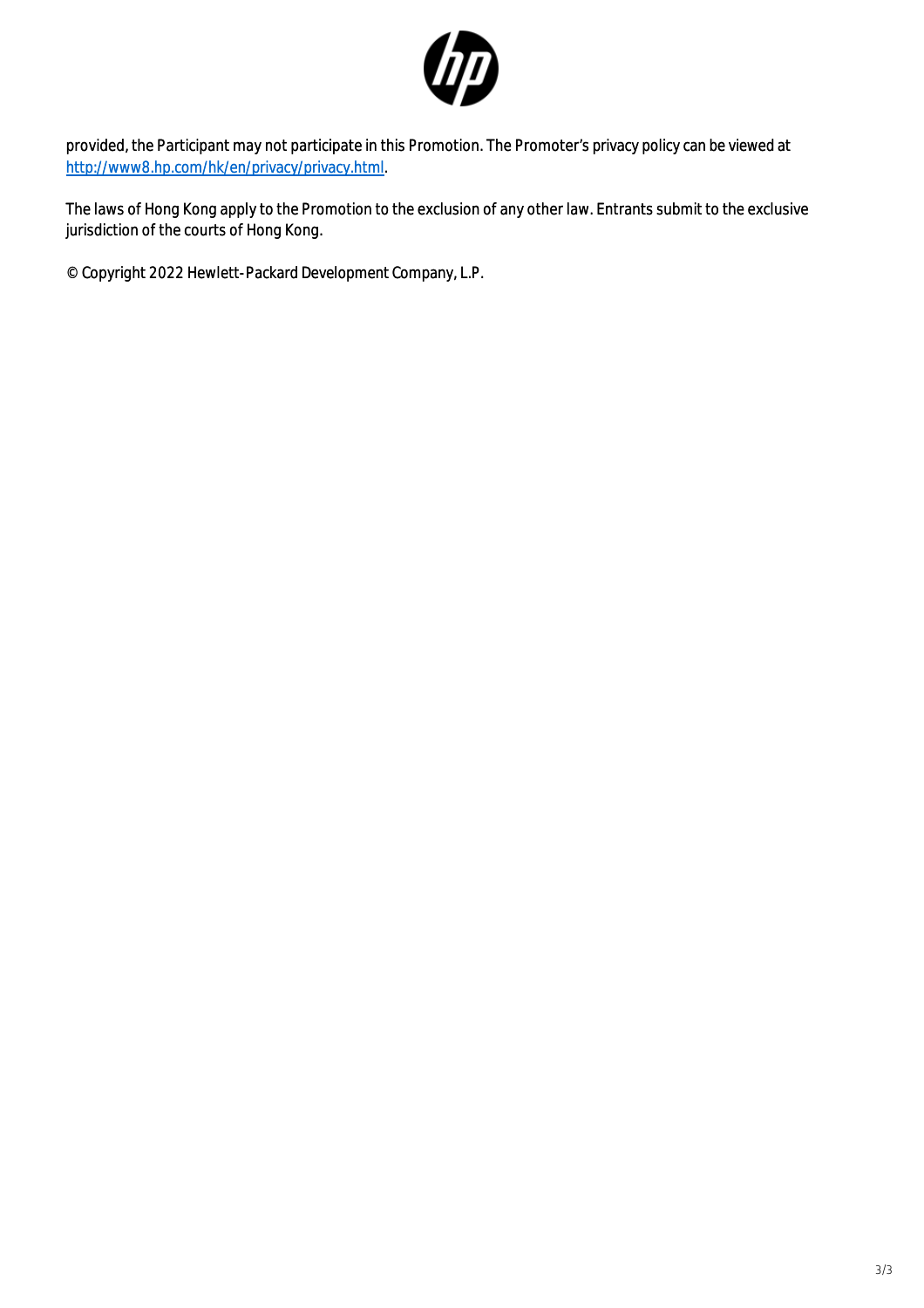provided, the Participant may not participate in this Promotion. The Promoter's privacy policy can be viewed at http://www8.hp.com/hk/en/privacy/privacy.html.

The laws of Hong Kong apply to the Promotion to the exclusion of any other law. Entrants submit to the exclusive jurisdiction of the courts of Hong Kong.

© Copyright 2022 Hewlett-Packard Development Company, L.P.